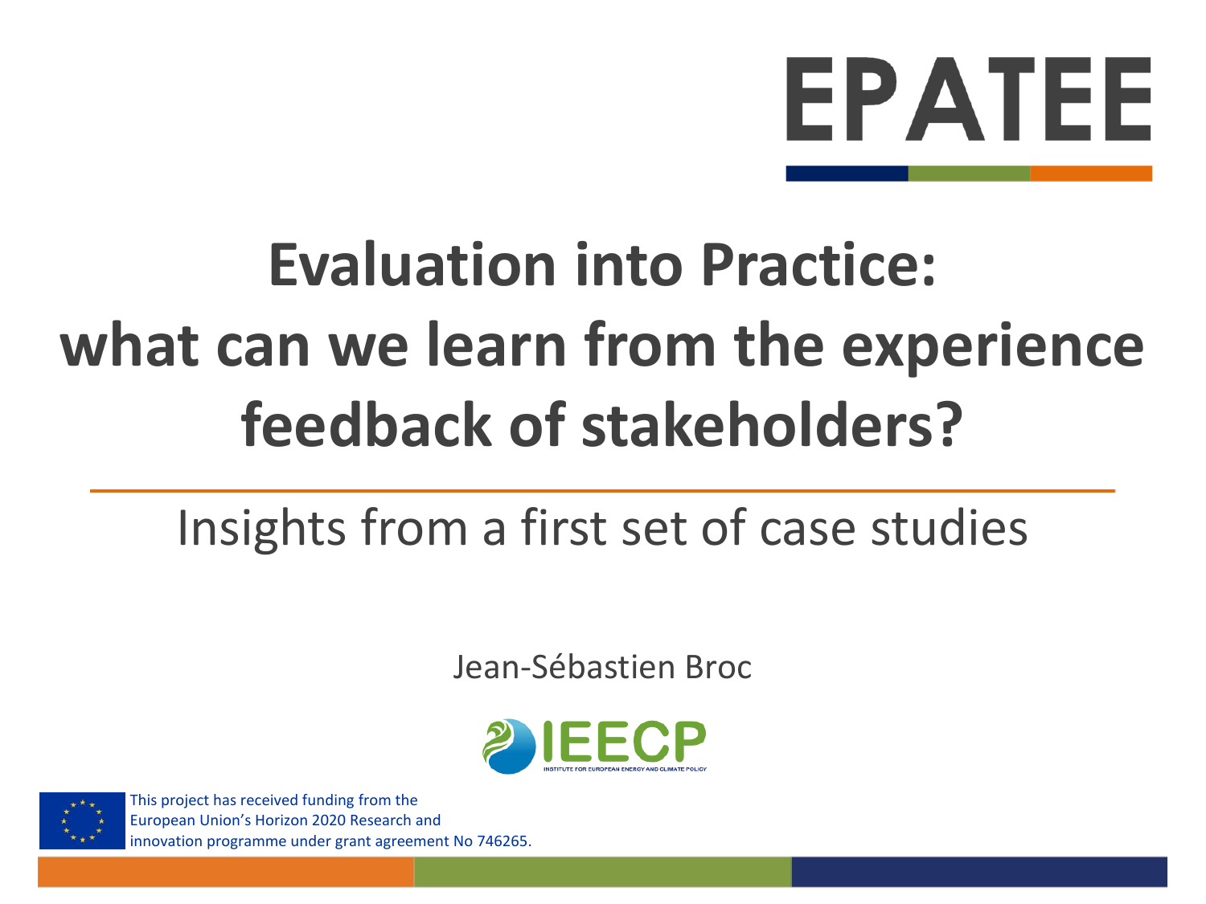EPATEE

# Evaluation into Practice: what can we learn from the experience feedback of stakeholders?

## Insights from a first set of case studies

Jean-Sébastien Broc

IEECP

INSTITUTE FOR EUROPEAN ENERGY AND CLIMATE POLICY

This project has received funding from the European Union's Horizon 2020 Research and innovation programme under grant agreement No 746265.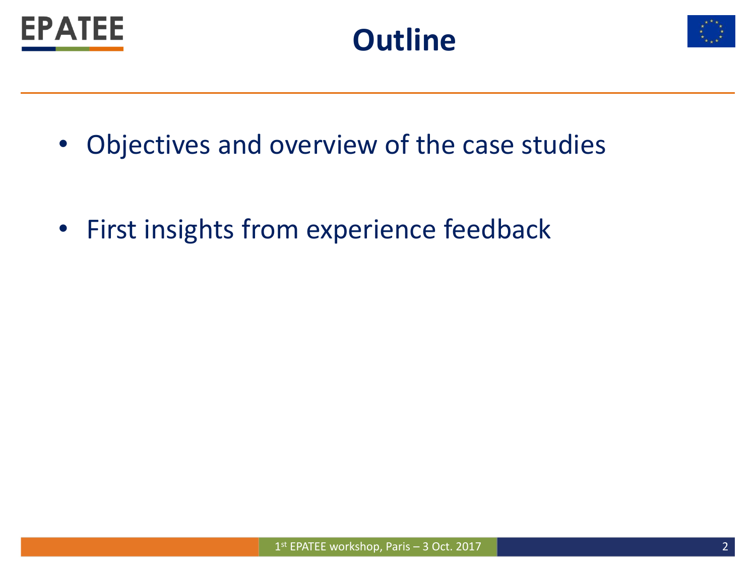# Outline

- Objectives and overview of the case studies
- First insights from experience feedback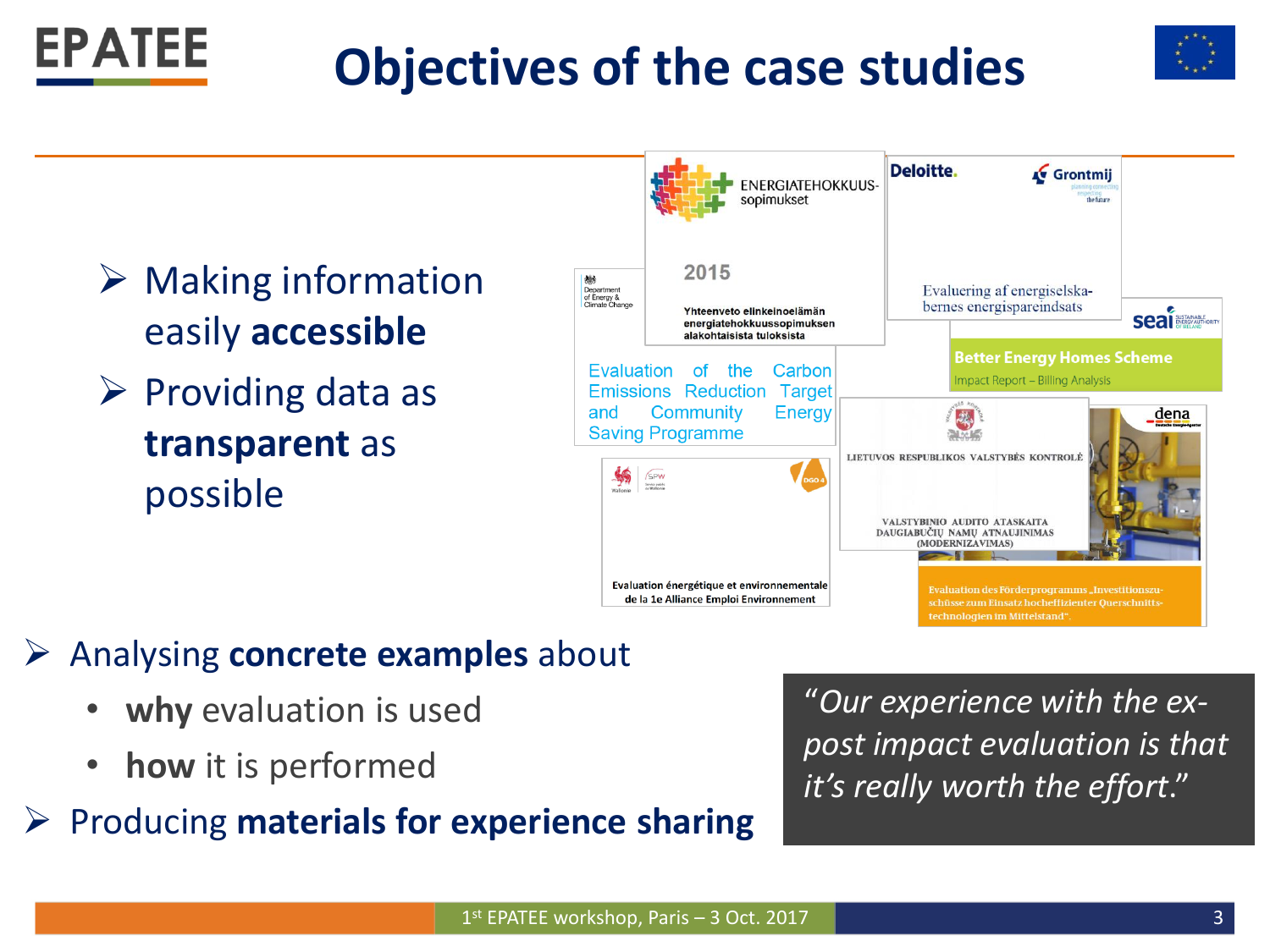# Objectives of the case studies

- Making information easily **accessible**
- Providing data as **transparent** as possible

ENERGIATEHOKKUUS-sopimukset

2015

Yhteenveto elinkeinoelämän energiatehokkuussopimuksen alakohtaisista tuloksista

Deloitte. Grontmij

Evaluering af energiselskabernes energispareindsats

Department of Energy & Climate Change

Evaluation of the Carbon Emissions Reduction Target and Community Energy Saving Programme

seai

Better Energy Homes Scheme

Impact Report – Billing Analysis

LIETUVOS RESPUBLIKOS VALSTYBĖS KONTROLĖ

VALSTYBINIO AUDITO ATASKAITA DAUGIABUČIŲ NAMŲ ATNAUJINIMAS (MODERNIZAVIMAS)

dena

Evaluation des Förderprogramms „Investitionszuschüsse zum Einsatz hocheffizienter Querschnittstechnologien im Mittelstand".

Wallonie SPW DGO 4

Evaluation énergétique et environnementale de la 1e Alliance Emploi Environnement

- Analysing **concrete examples** about
  - **why** evaluation is used
  - **how** it is performed
- Producing **materials for experience sharing**

*"Our experience with the ex-post impact evaluation is that it's really worth the effort."*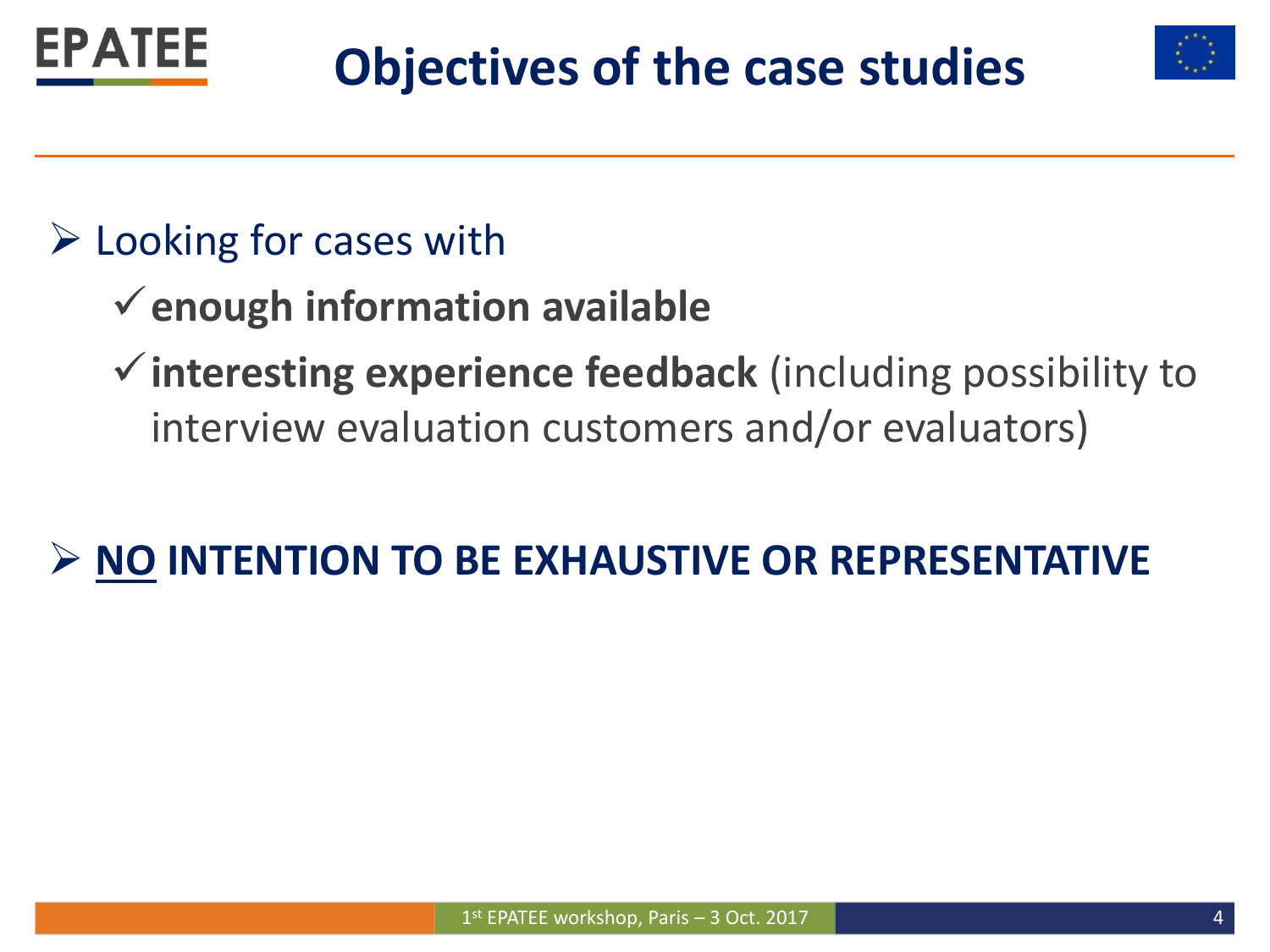# Objectives of the case studies

- Looking for cases with
  - ✓ **enough information available**
  - ✓ **interesting experience feedback** (including possibility to interview evaluation customers and/or evaluators)

- **<u>NO</u> INTENTION TO BE EXHAUSTIVE OR REPRESENTATIVE**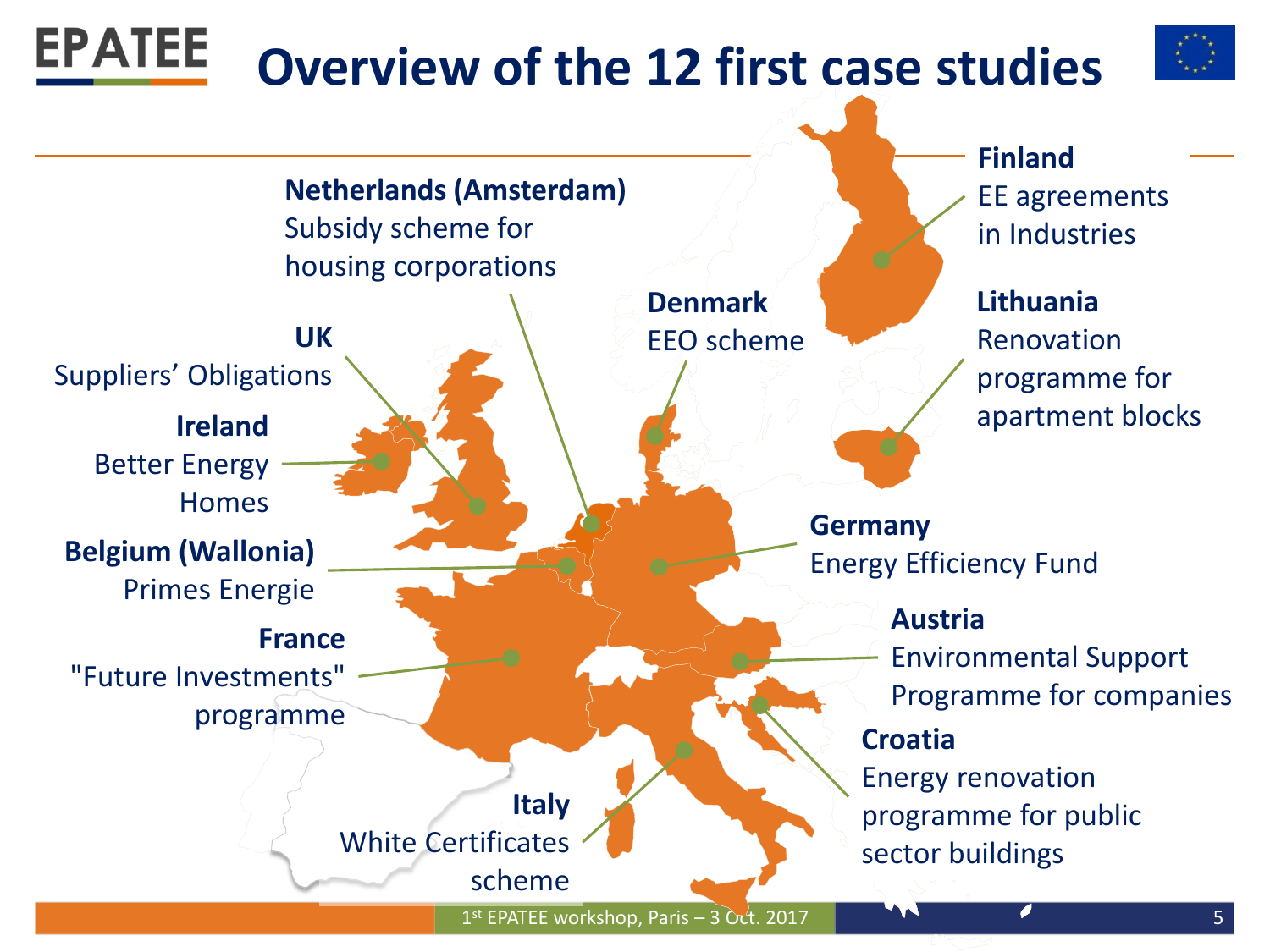# Overview of the 12 first case studies

**Netherlands (Amsterdam)**
Subsidy scheme for housing corporations

**UK**
Suppliers' Obligations

**Ireland**
Better Energy Homes

**Belgium (Wallonia)**
Primes Energie

**France**
"Future Investments" programme

**Italy**
White Certificates scheme

**Denmark**
EEO scheme

**Finland**
EE agreements in Industries

**Lithuania**
Renovation programme for apartment blocks

**Germany**
Energy Efficiency Fund

**Austria**
Environmental Support Programme for companies

**Croatia**
Energy renovation programme for public sector buildings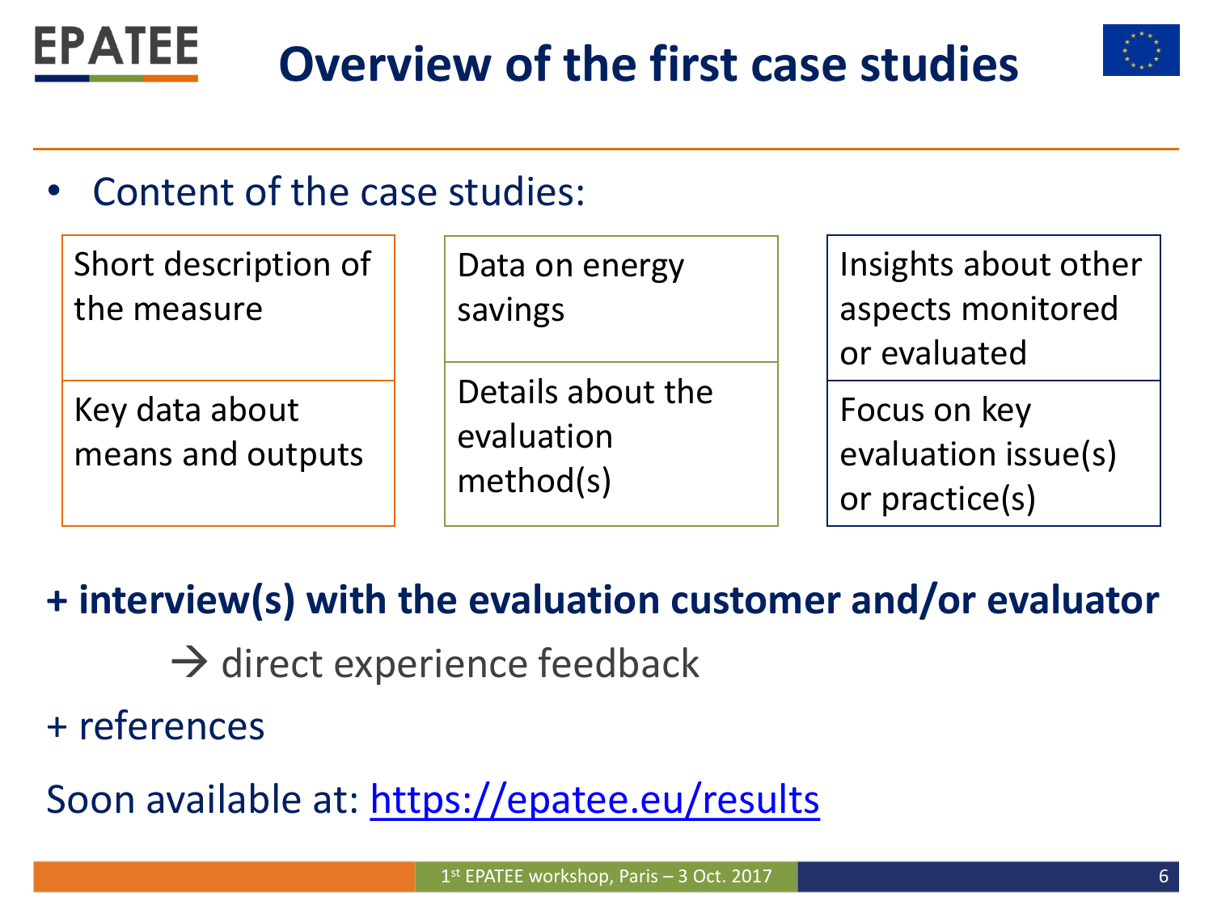# Overview of the first case studies

- Content of the case studies:

| | | |
|---|---|---|
| Short description of the measure | Data on energy savings | Insights about other aspects monitored or evaluated |
| Key data about means and outputs | Details about the evaluation method(s) | Focus on key evaluation issue(s) or practice(s) |

**+ interview(s) with the evaluation customer and/or evaluator**

→ direct experience feedback

+ references

Soon available at: https://epatee.eu/results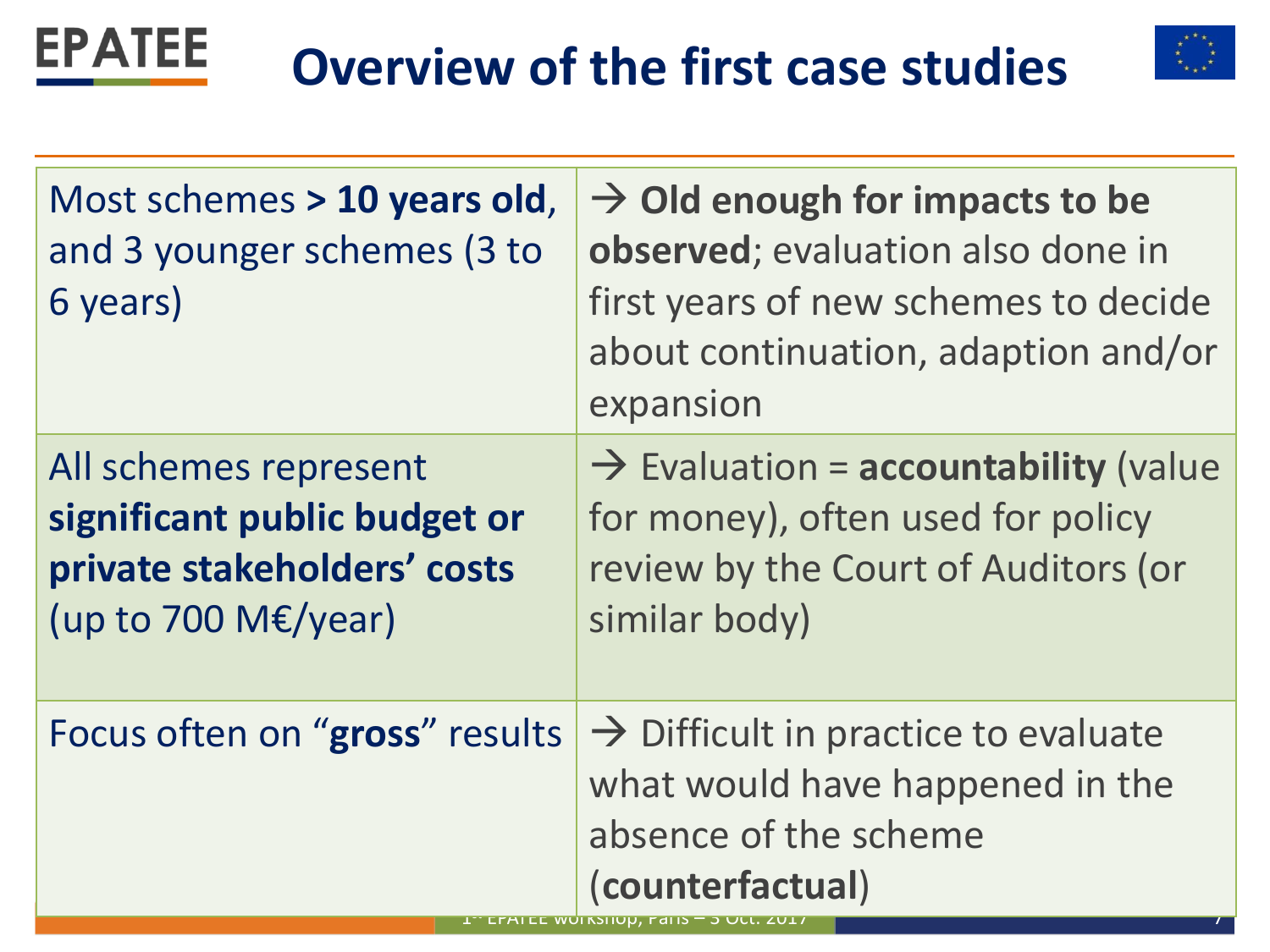# Overview of the first case studies

| | |
|---|---|
| Most schemes **> 10 years old**, and 3 younger schemes (3 to 6 years) | → **Old enough for impacts to be observed**; evaluation also done in first years of new schemes to decide about continuation, adaption and/or expansion |
| All schemes represent **significant public budget or private stakeholders' costs** (up to 700 M€/year) | → Evaluation = **accountability** (value for money), often used for policy review by the Court of Auditors (or similar body) |
| Focus often on "**gross**" results | → Difficult in practice to evaluate what would have happened in the absence of the scheme (**counterfactual**) |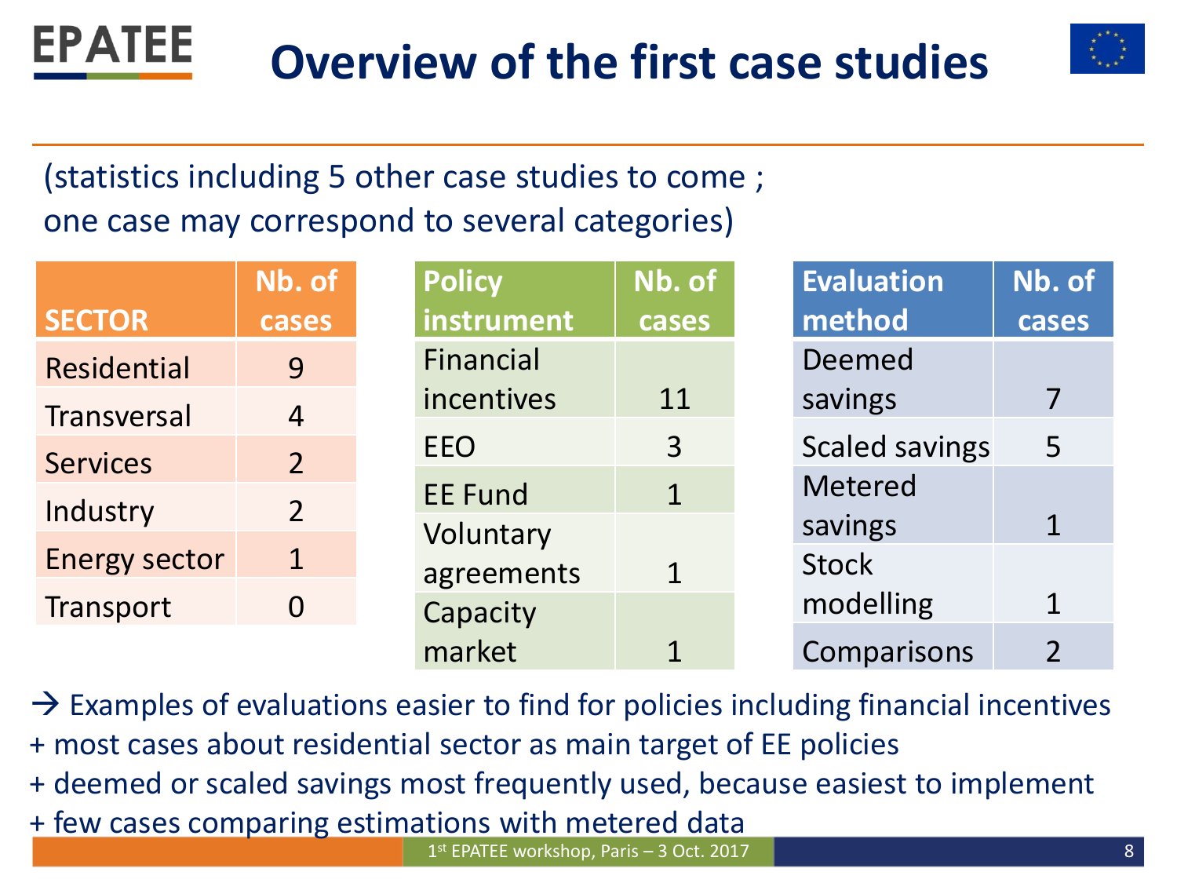# Overview of the first case studies

(statistics including 5 other case studies to come ;
one case may correspond to several categories)

| SECTOR | Nb. of cases |
|---|---|
| Residential | 9 |
| Transversal | 4 |
| Services | 2 |
| Industry | 2 |
| Energy sector | 1 |
| Transport | 0 |

| Policy instrument | Nb. of cases |
|---|---|
| Financial incentives | 11 |
| EEO | 3 |
| EE Fund | 1 |
| Voluntary agreements | 1 |
| Capacity market | 1 |

| Evaluation method | Nb. of cases |
|---|---|
| Deemed savings | 7 |
| Scaled savings | 5 |
| Metered savings | 1 |
| Stock modelling | 1 |
| Comparisons | 2 |

→ Examples of evaluations easier to find for policies including financial incentives
+ most cases about residential sector as main target of EE policies
+ deemed or scaled savings most frequently used, because easiest to implement
+ few cases comparing estimations with metered data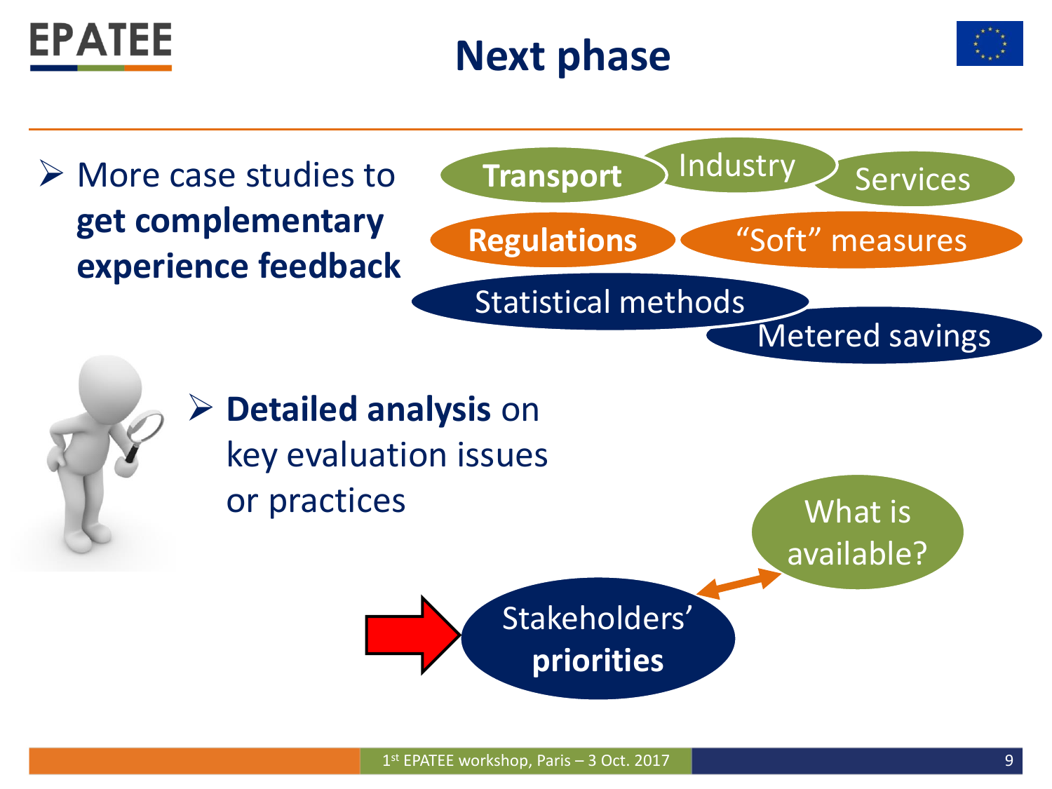# Next phase

- More case studies to **get complementary experience feedback**

**Transport** | Industry | Services

**Regulations** | "Soft" measures

Statistical methods | Metered savings

- **Detailed analysis** on key evaluation issues or practices

Stakeholders' **priorities** ↔ What is available?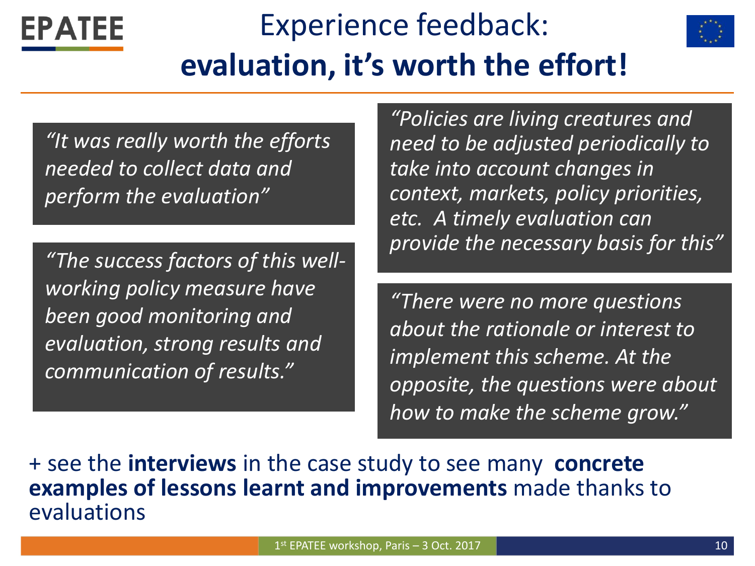# Experience feedback: **evaluation, it's worth the effort!**

> *"It was really worth the efforts needed to collect data and perform the evaluation"*

> *"The success factors of this well-working policy measure have been good monitoring and evaluation, strong results and communication of results."*

> *"Policies are living creatures and need to be adjusted periodically to take into account changes in context, markets, policy priorities, etc. A timely evaluation can provide the necessary basis for this"*

> *"There were no more questions about the rationale or interest to implement this scheme. At the opposite, the questions were about how to make the scheme grow."*

\+ see the **interviews** in the case study to see many **concrete examples of lessons learnt and improvements** made thanks to evaluations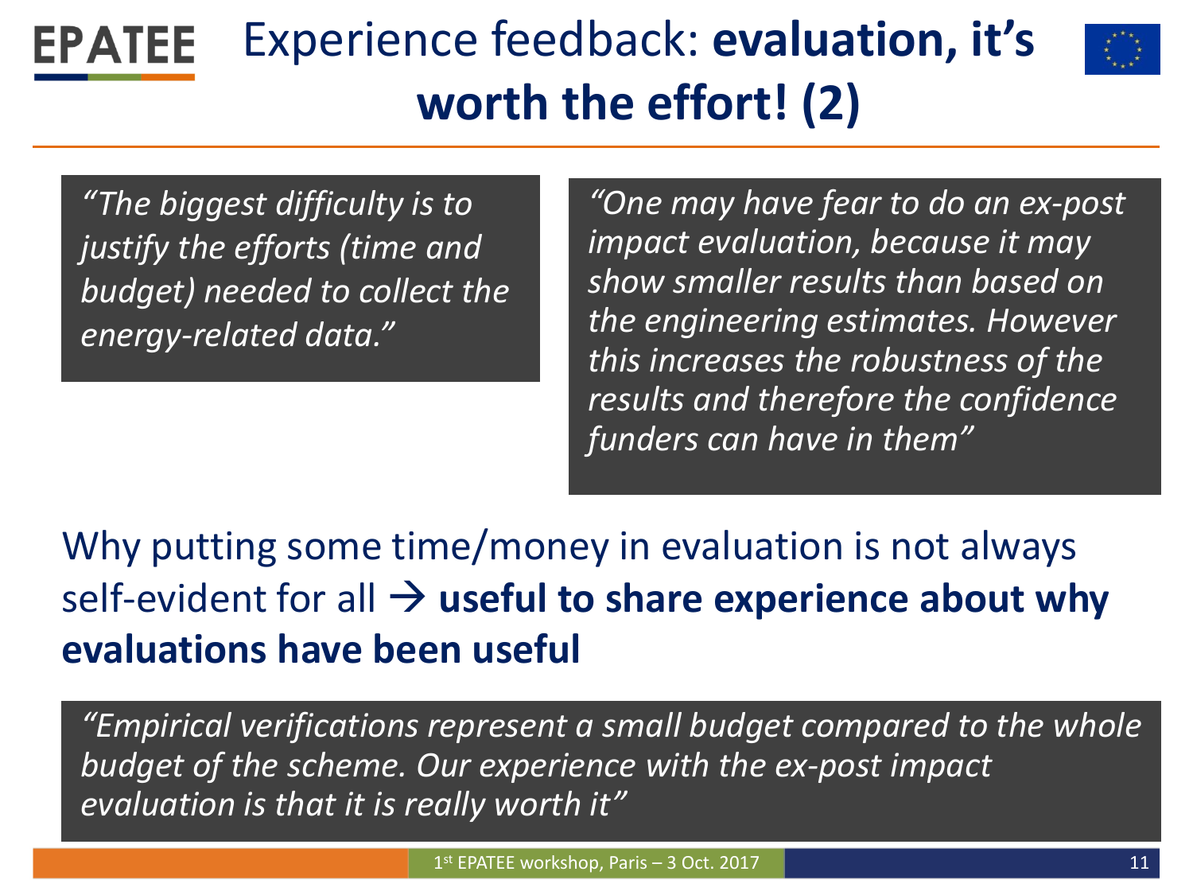# Experience feedback: **evaluation, it's worth the effort! (2)**

> *"The biggest difficulty is to justify the efforts (time and budget) needed to collect the energy-related data."*

> *"One may have fear to do an ex-post impact evaluation, because it may show smaller results than based on the engineering estimates. However this increases the robustness of the results and therefore the confidence funders can have in them"*

Why putting some time/money in evaluation is not always self-evident for all → **useful to share experience about why evaluations have been useful**

> *"Empirical verifications represent a small budget compared to the whole budget of the scheme. Our experience with the ex-post impact evaluation is that it is really worth it"*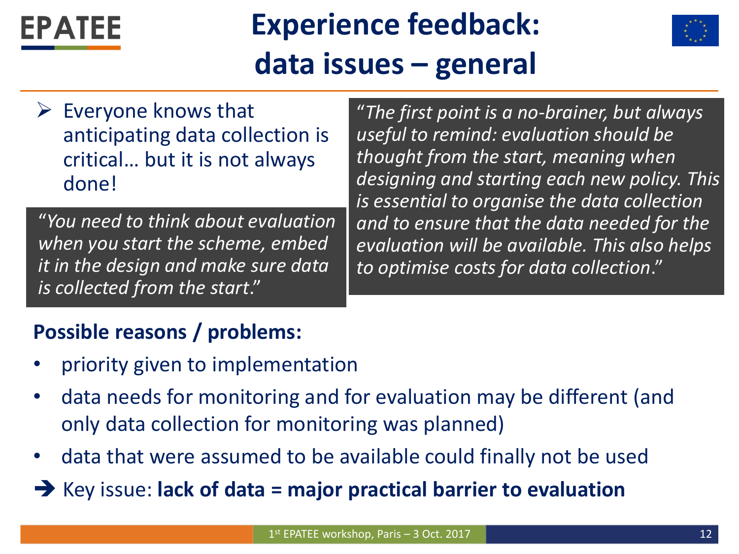# Experience feedback: data issues – general

- Everyone knows that anticipating data collection is critical… but it is not always done!

> *"You need to think about evaluation when you start the scheme, embed it in the design and make sure data is collected from the start."*

> *"The first point is a no-brainer, but always useful to remind: evaluation should be thought from the start, meaning when designing and starting each new policy. This is essential to organise the data collection and to ensure that the data needed for the evaluation will be available. This also helps to optimise costs for data collection."*

**Possible reasons / problems:**

- priority given to implementation
- data needs for monitoring and for evaluation may be different (and only data collection for monitoring was planned)
- data that were assumed to be available could finally not be used

➔ Key issue: **lack of data = major practical barrier to evaluation**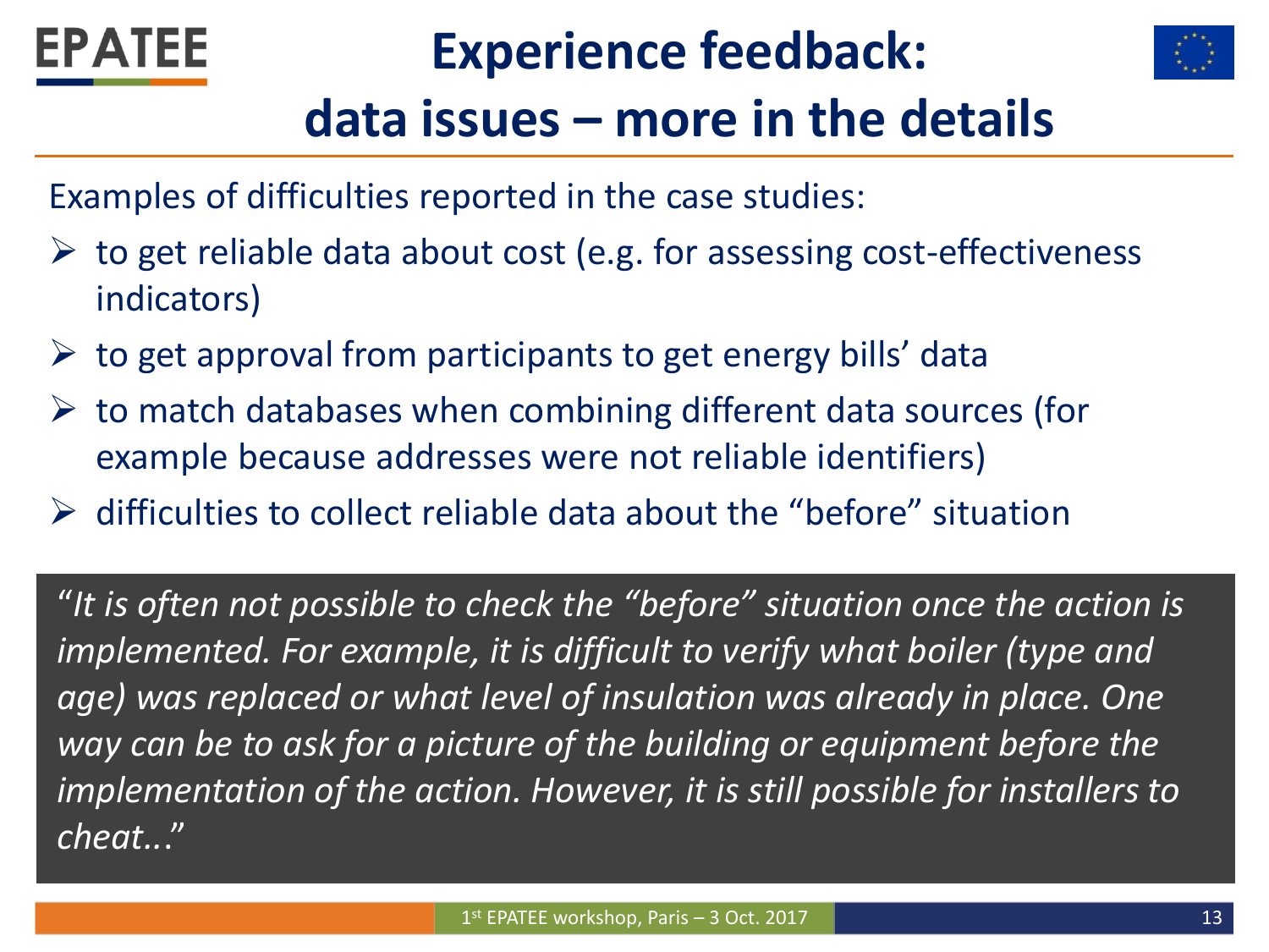# Experience feedback: data issues – more in the details

Examples of difficulties reported in the case studies:

- to get reliable data about cost (e.g. for assessing cost-effectiveness indicators)
- to get approval from participants to get energy bills' data
- to match databases when combining different data sources (for example because addresses were not reliable identifiers)
- difficulties to collect reliable data about the "before" situation

"*It is often not possible to check the "before" situation once the action is implemented. For example, it is difficult to verify what boiler (type and age) was replaced or what level of insulation was already in place. One way can be to ask for a picture of the building or equipment before the implementation of the action. However, it is still possible for installers to cheat...*"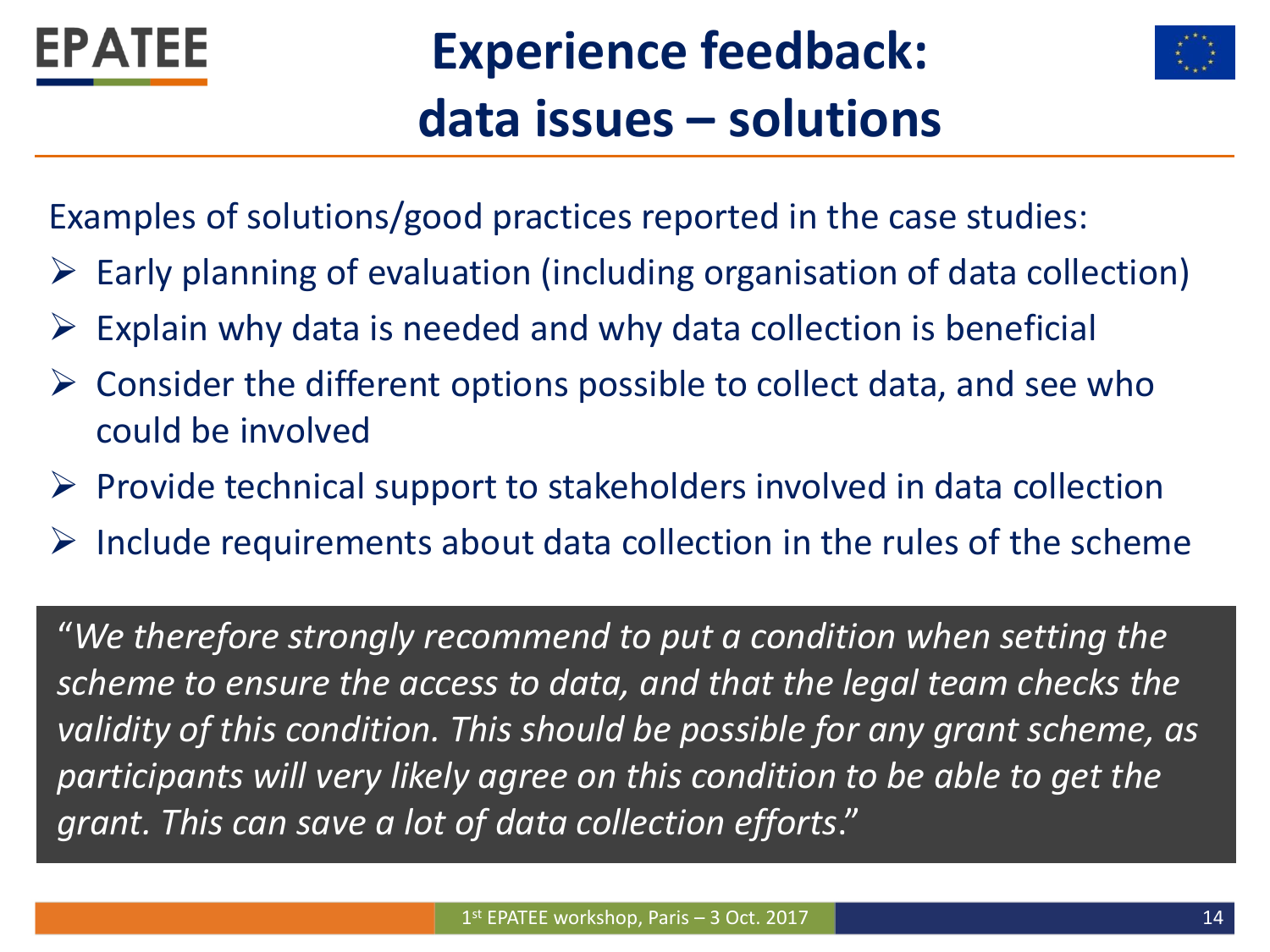# Experience feedback: data issues – solutions

Examples of solutions/good practices reported in the case studies:

- Early planning of evaluation (including organisation of data collection)
- Explain why data is needed and why data collection is beneficial
- Consider the different options possible to collect data, and see who could be involved
- Provide technical support to stakeholders involved in data collection
- Include requirements about data collection in the rules of the scheme

"*We therefore strongly recommend to put a condition when setting the scheme to ensure the access to data, and that the legal team checks the validity of this condition. This should be possible for any grant scheme, as participants will very likely agree on this condition to be able to get the grant. This can save a lot of data collection efforts*."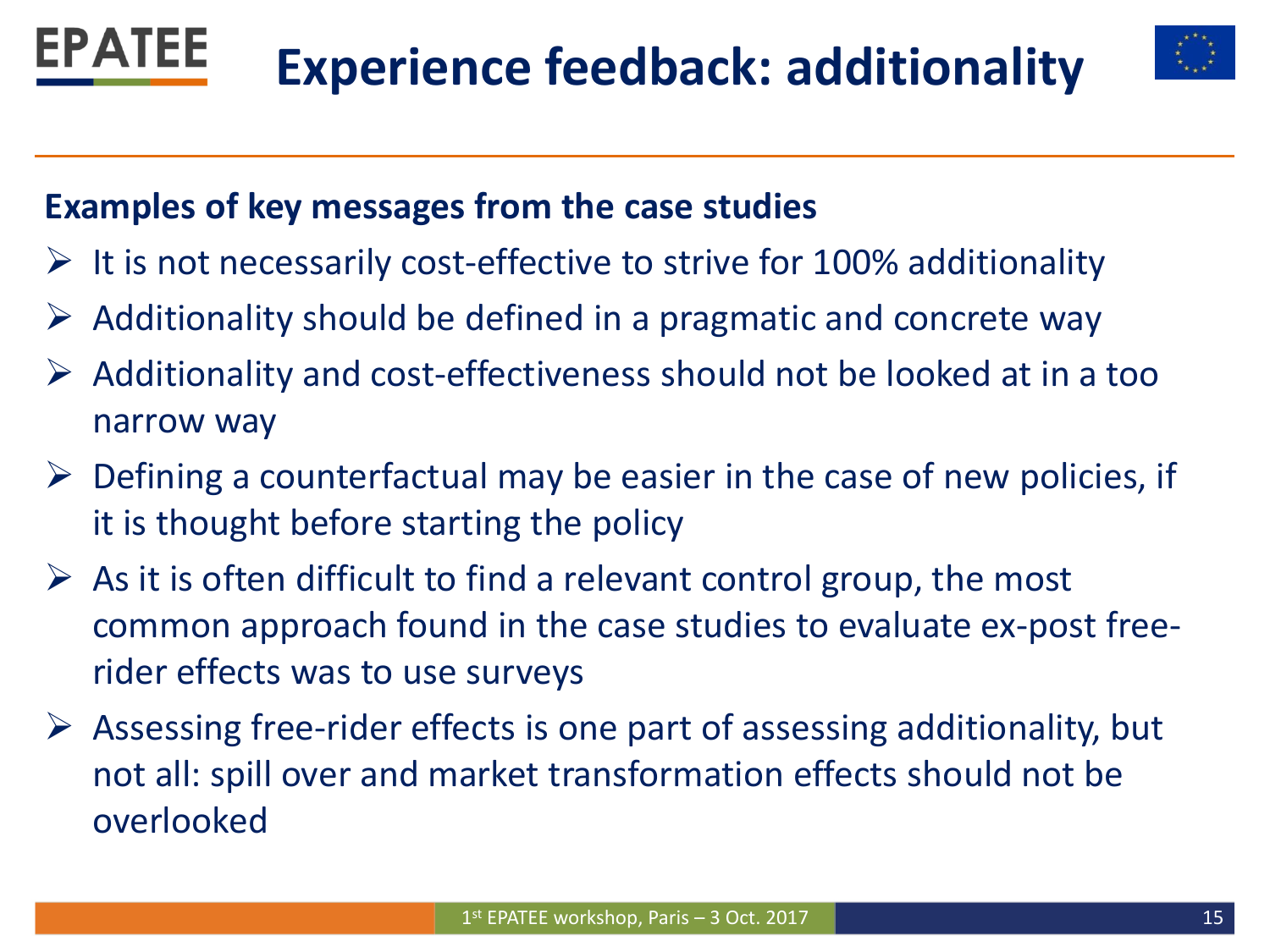# Experience feedback: additionality

**Examples of key messages from the case studies**

- It is not necessarily cost-effective to strive for 100% additionality
- Additionality should be defined in a pragmatic and concrete way
- Additionality and cost-effectiveness should not be looked at in a too narrow way
- Defining a counterfactual may be easier in the case of new policies, if it is thought before starting the policy
- As it is often difficult to find a relevant control group, the most common approach found in the case studies to evaluate ex-post free-rider effects was to use surveys
- Assessing free-rider effects is one part of assessing additionality, but not all: spill over and market transformation effects should not be overlooked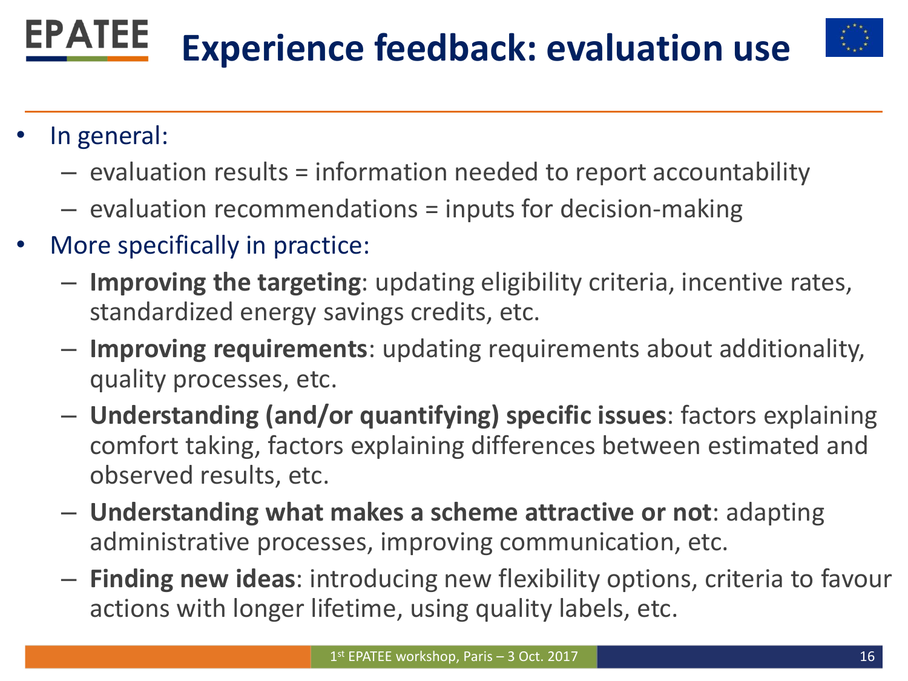# Experience feedback: evaluation use

- In general:
  - evaluation results = information needed to report accountability
  - evaluation recommendations = inputs for decision-making
- More specifically in practice:
  - **Improving the targeting**: updating eligibility criteria, incentive rates, standardized energy savings credits, etc.
  - **Improving requirements**: updating requirements about additionality, quality processes, etc.
  - **Understanding (and/or quantifying) specific issues**: factors explaining comfort taking, factors explaining differences between estimated and observed results, etc.
  - **Understanding what makes a scheme attractive or not**: adapting administrative processes, improving communication, etc.
  - **Finding new ideas**: introducing new flexibility options, criteria to favour actions with longer lifetime, using quality labels, etc.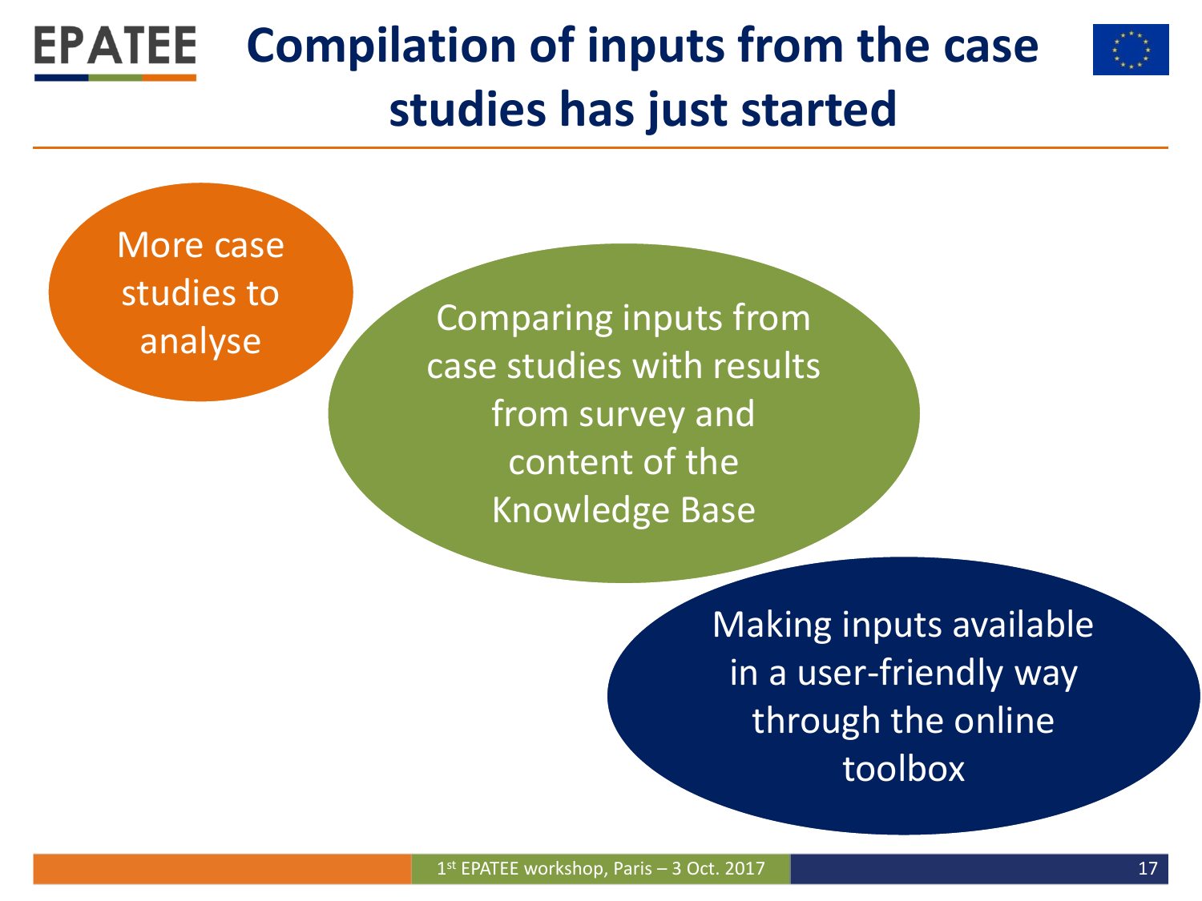# Compilation of inputs from the case studies has just started

- More case studies to analyse
- Comparing inputs from case studies with results from survey and content of the Knowledge Base
- Making inputs available in a user-friendly way through the online toolbox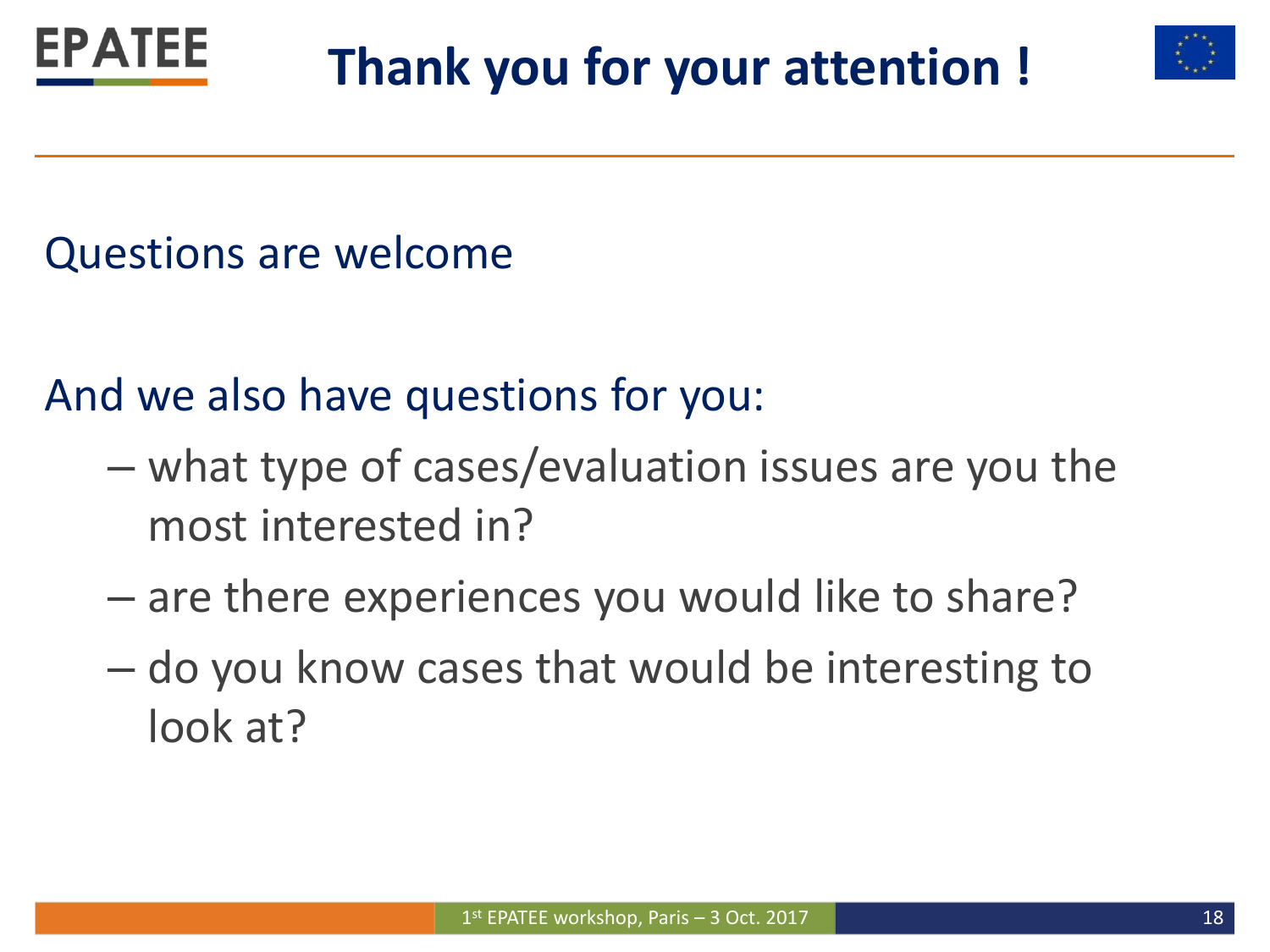# Thank you for your attention !

Questions are welcome

And we also have questions for you:

- what type of cases/evaluation issues are you the most interested in?
- are there experiences you would like to share?
- do you know cases that would be interesting to look at?